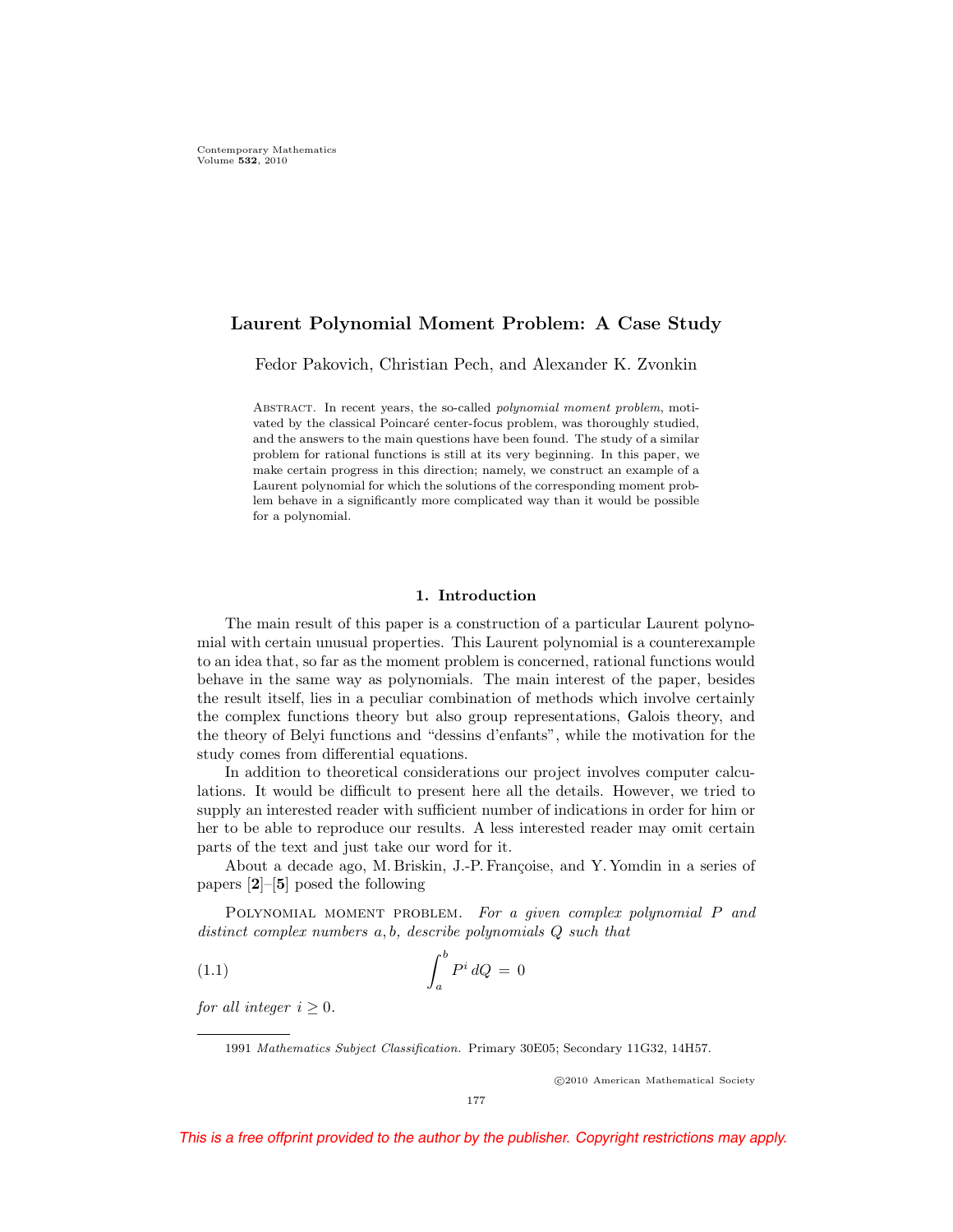# Laurent Polynomial Moment Problem: A Case Study

Fedor Pakovich, Christian Pech, and Alexander K. Zvonkin

Abstract. In recent years, the so-called *polynomial moment problem*, motivated by the classical Poincaré center-focus problem, was thoroughly studied, and the answers to the main questions have been found. The study of a similar problem for rational functions is still at its very beginning. In this paper, we make certain progress in this direction; namely, we construct an example of a Laurent polynomial for which the solutions of the corresponding moment problem behave in a significantly more complicated way than it would be possible for a polynomial.

## 1. Introduction

The main result of this paper is a construction of a particular Laurent polynomial with certain unusual properties. This Laurent polynomial is a counterexample to an idea that, so far as the moment problem is concerned, rational functions would behave in the same way as polynomials. The main interest of the paper, besides the result itself, lies in a peculiar combination of methods which involve certainly the complex functions theory but also group representations, Galois theory, and the theory of Belyi functions and "dessins d'enfants", while the motivation for the study comes from differential equations.

In addition to theoretical considerations our project involves computer calculations. It would be difficult to present here all the details. However, we tried to supply an interested reader with sufficient number of indications in order for him or her to be able to reproduce our results. A less interested reader may omit certain parts of the text and just take our word for it.

About a decade ago, M. Briskin, J.-P. Françoise, and Y. Yomdin in a series of papers [**2**]–[**5**] posed the following

Polynomial moment problem. *For a given complex polynomial $P$ and distinct complex numbers $a, b$, describe polynomials $Q$ such that*

$$\int_a^b P^i \, dQ = 0 \tag{1.1}$$

*for all integer $i \geq 0$.*

---

1991 *Mathematics Subject Classification.* Primary 30E05; Secondary 11G32, 14H57.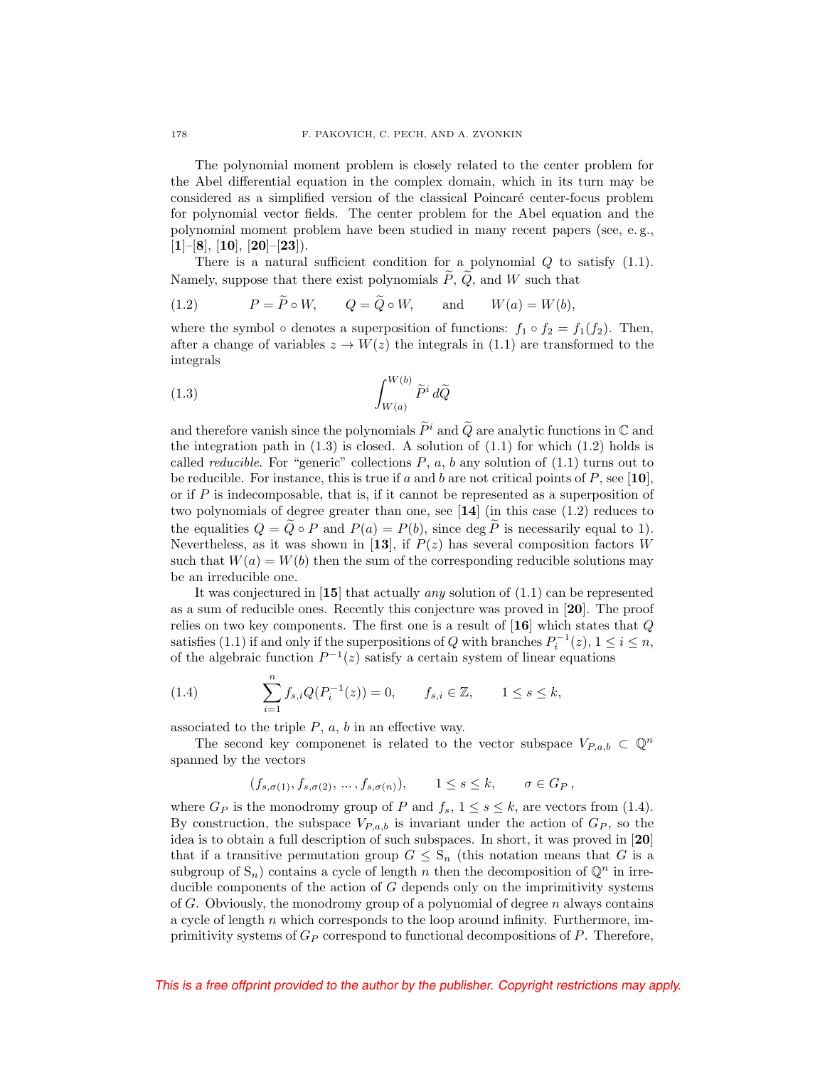The polynomial moment problem is closely related to the center problem for the Abel differential equation in the complex domain, which in its turn may be considered as a simplified version of the classical Poincaré center-focus problem for polynomial vector fields. The center problem for the Abel equation and the polynomial moment problem have been studied in many recent papers (see, e. g., [**1**]–[**8**], [**10**], [**20**]–[**23**]).

There is a natural sufficient condition for a polynomial $Q$ to satisfy (1.1). Namely, suppose that there exist polynomials $\widetilde{P}$, $\widetilde{Q}$, and $W$ such that

$$P = \widetilde{P} \circ W, \qquad Q = \widetilde{Q} \circ W, \qquad \text{and} \qquad W(a) = W(b), \tag{1.2}$$

where the symbol $\circ$ denotes a superposition of functions: $f_1 \circ f_2 = f_1(f_2)$. Then, after a change of variables $z \to W(z)$ the integrals in (1.1) are transformed to the integrals

$$\int_{W(a)}^{W(b)} \widetilde{P}^i \, d\widetilde{Q} \tag{1.3}$$

and therefore vanish since the polynomials $\widetilde{P}^i$ and $\widetilde{Q}$ are analytic functions in $\mathbb{C}$ and the integration path in (1.3) is closed. A solution of (1.1) for which (1.2) holds is called *reducible*. For "generic" collections $P$, $a$, $b$ any solution of (1.1) turns out to be reducible. For instance, this is true if $a$ and $b$ are not critical points of $P$, see [**10**], or if $P$ is indecomposable, that is, if it cannot be represented as a superposition of two polynomials of degree greater than one, see [**14**] (in this case (1.2) reduces to the equalities $Q = \widetilde{Q} \circ P$ and $P(a) = P(b)$, since $\deg \widetilde{P}$ is necessarily equal to 1). Nevertheless, as it was shown in [**13**], if $P(z)$ has several composition factors $W$ such that $W(a) = W(b)$ then the sum of the corresponding reducible solutions may be an irreducible one.

It was conjectured in [**15**] that actually *any* solution of (1.1) can be represented as a sum of reducible ones. Recently this conjecture was proved in [**20**]. The proof relies on two key components. The first one is a result of [**16**] which states that $Q$ satisfies (1.1) if and only if the superpositions of $Q$ with branches $P_i^{-1}(z)$, $1 \le i \le n$, of the algebraic function $P^{-1}(z)$ satisfy a certain system of linear equations

$$\sum_{i=1}^{n} f_{s,i} Q(P_i^{-1}(z)) = 0, \qquad f_{s,i} \in \mathbb{Z}, \qquad 1 \le s \le k, \tag{1.4}$$

associated to the triple $P$, $a$, $b$ in an effective way.

The second key componenet is related to the vector subspace $V_{P,a,b} \subset \mathbb{Q}^n$ spanned by the vectors

$$(f_{s,\sigma(1)}, f_{s,\sigma(2)}, \dots, f_{s,\sigma(n)}), \qquad 1 \le s \le k, \qquad \sigma \in G_P\,,$$

where $G_P$ is the monodromy group of $P$ and $f_s$, $1 \le s \le k$, are vectors from (1.4). By construction, the subspace $V_{P,a,b}$ is invariant under the action of $G_P$, so the idea is to obtain a full description of such subspaces. In short, it was proved in [**20**] that if a transitive permutation group $G \le S_n$ (this notation means that $G$ is a subgroup of $S_n$) contains a cycle of length $n$ then the decomposition of $\mathbb{Q}^n$ in irreducible components of the action of $G$ depends only on the imprimitivity systems of $G$. Obviously, the monodromy group of a polynomial of degree $n$ always contains a cycle of length $n$ which corresponds to the loop around infinity. Furthermore, imprimitivity systems of $G_P$ correspond to functional decompositions of $P$. Therefore,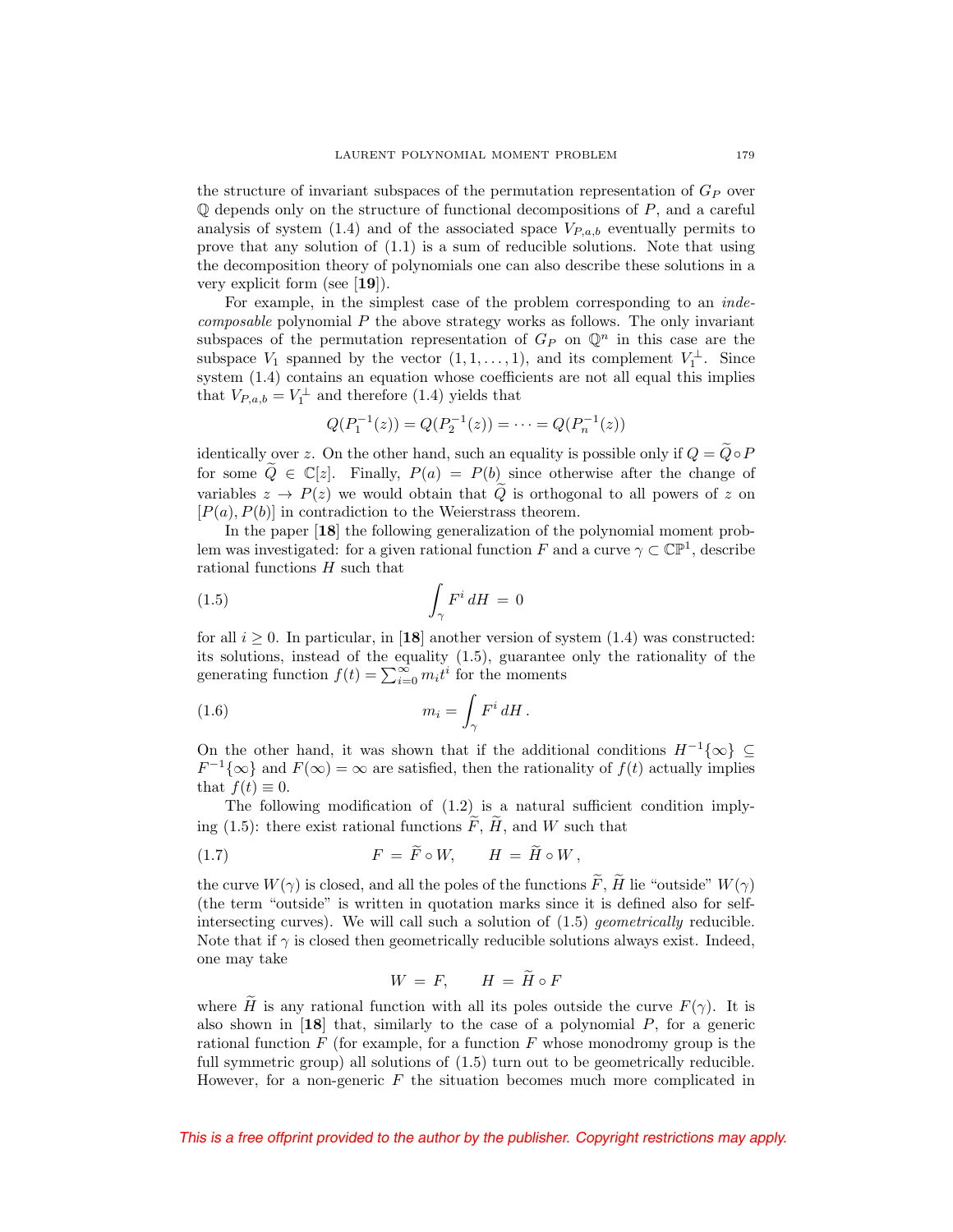the structure of invariant subspaces of the permutation representation of $G_P$ over $\mathbb{Q}$ depends only on the structure of functional decompositions of $P$, and a careful analysis of system (1.4) and of the associated space $V_{P,a,b}$ eventually permits to prove that any solution of (1.1) is a sum of reducible solutions. Note that using the decomposition theory of polynomials one can also describe these solutions in a very explicit form (see [**19**]).

For example, in the simplest case of the problem corresponding to an *indecomposable* polynomial $P$ the above strategy works as follows. The only invariant subspaces of the permutation representation of $G_P$ on $\mathbb{Q}^n$ in this case are the subspace $V_1$ spanned by the vector $(1, 1, \ldots, 1)$, and its complement $V_1^{\perp}$. Since system (1.4) contains an equation whose coefficients are not all equal this implies that $V_{P,a,b} = V_1^{\perp}$ and therefore (1.4) yields that

$$Q(P_1^{-1}(z)) = Q(P_2^{-1}(z)) = \cdots = Q(P_n^{-1}(z))$$

identically over $z$. On the other hand, such an equality is possible only if $Q = \widetilde{Q} \circ P$ for some $\widetilde{Q} \in \mathbb{C}[z]$. Finally, $P(a) = P(b)$ since otherwise after the change of variables $z \to P(z)$ we would obtain that $\widetilde{Q}$ is orthogonal to all powers of $z$ on $[P(a), P(b)]$ in contradiction to the Weierstrass theorem.

In the paper [**18**] the following generalization of the polynomial moment problem was investigated: for a given rational function $F$ and a curve $\gamma \subset \mathbb{CP}^1$, describe rational functions $H$ such that

$$\int_{\gamma} F^i \, dH \; = \; 0 \tag{1.5}$$

for all $i \geq 0$. In particular, in [**18**] another version of system (1.4) was constructed: its solutions, instead of the equality (1.5), guarantee only the rationality of the generating function $f(t) = \sum_{i=0}^{\infty} m_i t^i$ for the moments

$$m_i = \int_{\gamma} F^i \, dH \, . \tag{1.6}$$

On the other hand, it was shown that if the additional conditions $H^{-1}\{\infty\} \subseteq F^{-1}\{\infty\}$ and $F(\infty) = \infty$ are satisfied, then the rationality of $f(t)$ actually implies that $f(t) \equiv 0$.

The following modification of (1.2) is a natural sufficient condition implying (1.5): there exist rational functions $\widetilde{F}$, $\widetilde{H}$, and $W$ such that

$$F \; = \; \widetilde{F} \circ W, \qquad H \; = \; \widetilde{H} \circ W \, , \tag{1.7}$$

the curve $W(\gamma)$ is closed, and all the poles of the functions $\widetilde{F}$, $\widetilde{H}$ lie "outside" $W(\gamma)$ (the term "outside" is written in quotation marks since it is defined also for self-intersecting curves). We will call such a solution of (1.5) *geometrically* reducible. Note that if $\gamma$ is closed then geometrically reducible solutions always exist. Indeed, one may take

$$W \; = \; F, \qquad H \; = \; \widetilde{H} \circ F$$

where $\widetilde{H}$ is any rational function with all its poles outside the curve $F(\gamma)$. It is also shown in [**18**] that, similarly to the case of a polynomial $P$, for a generic rational function $F$ (for example, for a function $F$ whose monodromy group is the full symmetric group) all solutions of (1.5) turn out to be geometrically reducible. However, for a non-generic $F$ the situation becomes much more complicated in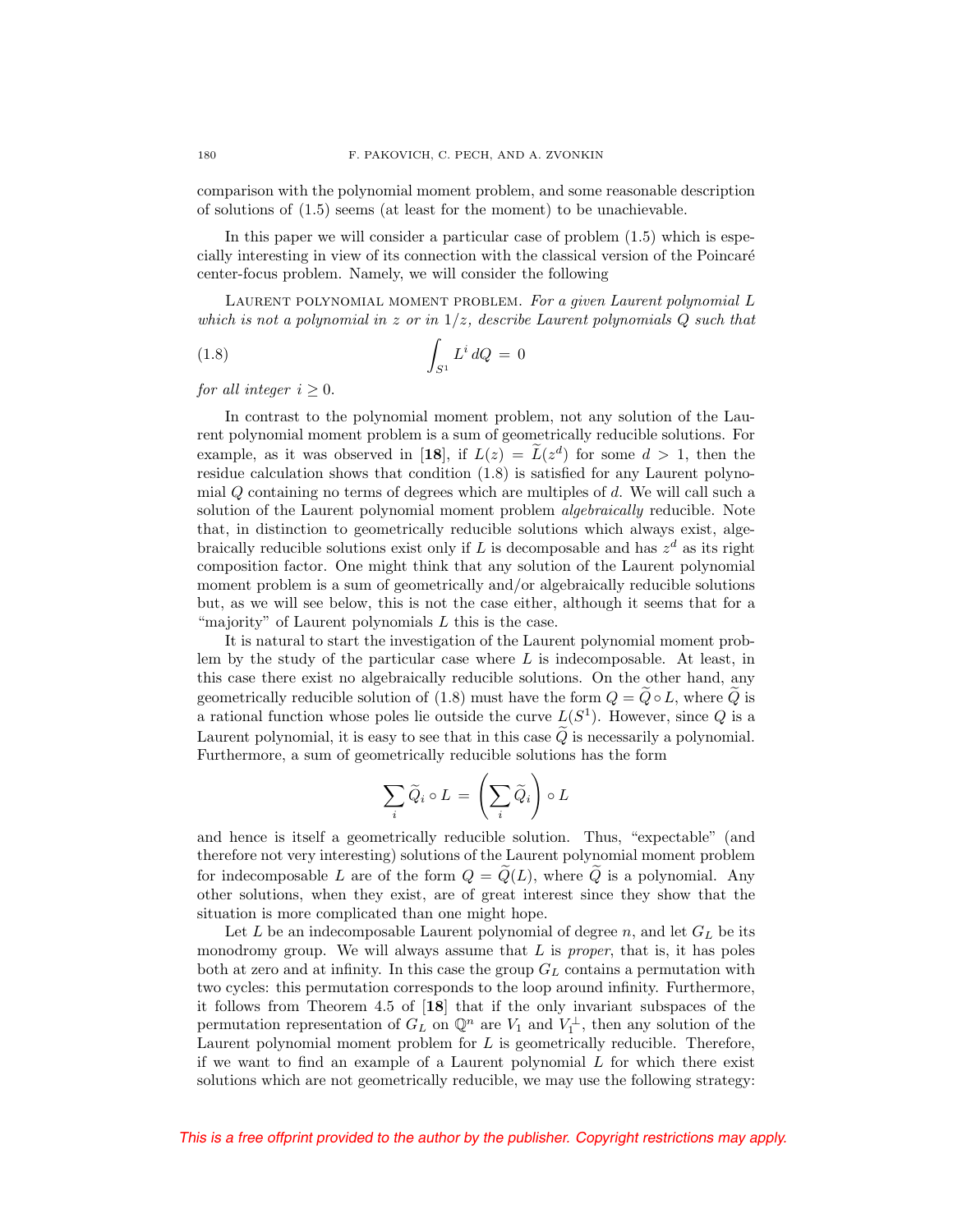comparison with the polynomial moment problem, and some reasonable description of solutions of (1.5) seems (at least for the moment) to be unachievable.

In this paper we will consider a particular case of problem (1.5) which is especially interesting in view of its connection with the classical version of the Poincaré center-focus problem. Namely, we will consider the following

Laurent polynomial moment problem. *For a given Laurent polynomial $L$ which is not a polynomial in $z$ or in $1/z$, describe Laurent polynomials $Q$ such that*

$$\int_{S^1} L^i \, dQ \, = \, 0 \tag{1.8}$$

*for all integer $i \geq 0$.*

In contrast to the polynomial moment problem, not any solution of the Laurent polynomial moment problem is a sum of geometrically reducible solutions. For example, as it was observed in [**18**], if $L(z) = \widetilde{L}(z^d)$ for some $d > 1$, then the residue calculation shows that condition (1.8) is satisfied for any Laurent polynomial $Q$ containing no terms of degrees which are multiples of $d$. We will call such a solution of the Laurent polynomial moment problem *algebraically* reducible. Note that, in distinction to geometrically reducible solutions which always exist, algebraically reducible solutions exist only if $L$ is decomposable and has $z^d$ as its right composition factor. One might think that any solution of the Laurent polynomial moment problem is a sum of geometrically and/or algebraically reducible solutions but, as we will see below, this is not the case either, although it seems that for a "majority" of Laurent polynomials $L$ this is the case.

It is natural to start the investigation of the Laurent polynomial moment problem by the study of the particular case where $L$ is indecomposable. At least, in this case there exist no algebraically reducible solutions. On the other hand, any geometrically reducible solution of (1.8) must have the form $Q = \widetilde{Q} \circ L$, where $\widetilde{Q}$ is a rational function whose poles lie outside the curve $L(S^1)$. However, since $Q$ is a Laurent polynomial, it is easy to see that in this case $\widetilde{Q}$ is necessarily a polynomial. Furthermore, a sum of geometrically reducible solutions has the form

$$\sum_i \widetilde{Q}_i \circ L \, = \, \left( \sum_i \widetilde{Q}_i \right) \circ L$$

and hence is itself a geometrically reducible solution. Thus, "expectable" (and therefore not very interesting) solutions of the Laurent polynomial moment problem for indecomposable $L$ are of the form $Q = \widetilde{Q}(L)$, where $\widetilde{Q}$ is a polynomial. Any other solutions, when they exist, are of great interest since they show that the situation is more complicated than one might hope.

Let $L$ be an indecomposable Laurent polynomial of degree $n$, and let $G_L$ be its monodromy group. We will always assume that $L$ is *proper*, that is, it has poles both at zero and at infinity. In this case the group $G_L$ contains a permutation with two cycles: this permutation corresponds to the loop around infinity. Furthermore, it follows from Theorem 4.5 of [**18**] that if the only invariant subspaces of the permutation representation of $G_L$ on $\mathbb{Q}^n$ are $V_1$ and $V_1^{\perp}$, then any solution of the Laurent polynomial moment problem for $L$ is geometrically reducible. Therefore, if we want to find an example of a Laurent polynomial $L$ for which there exist solutions which are not geometrically reducible, we may use the following strategy: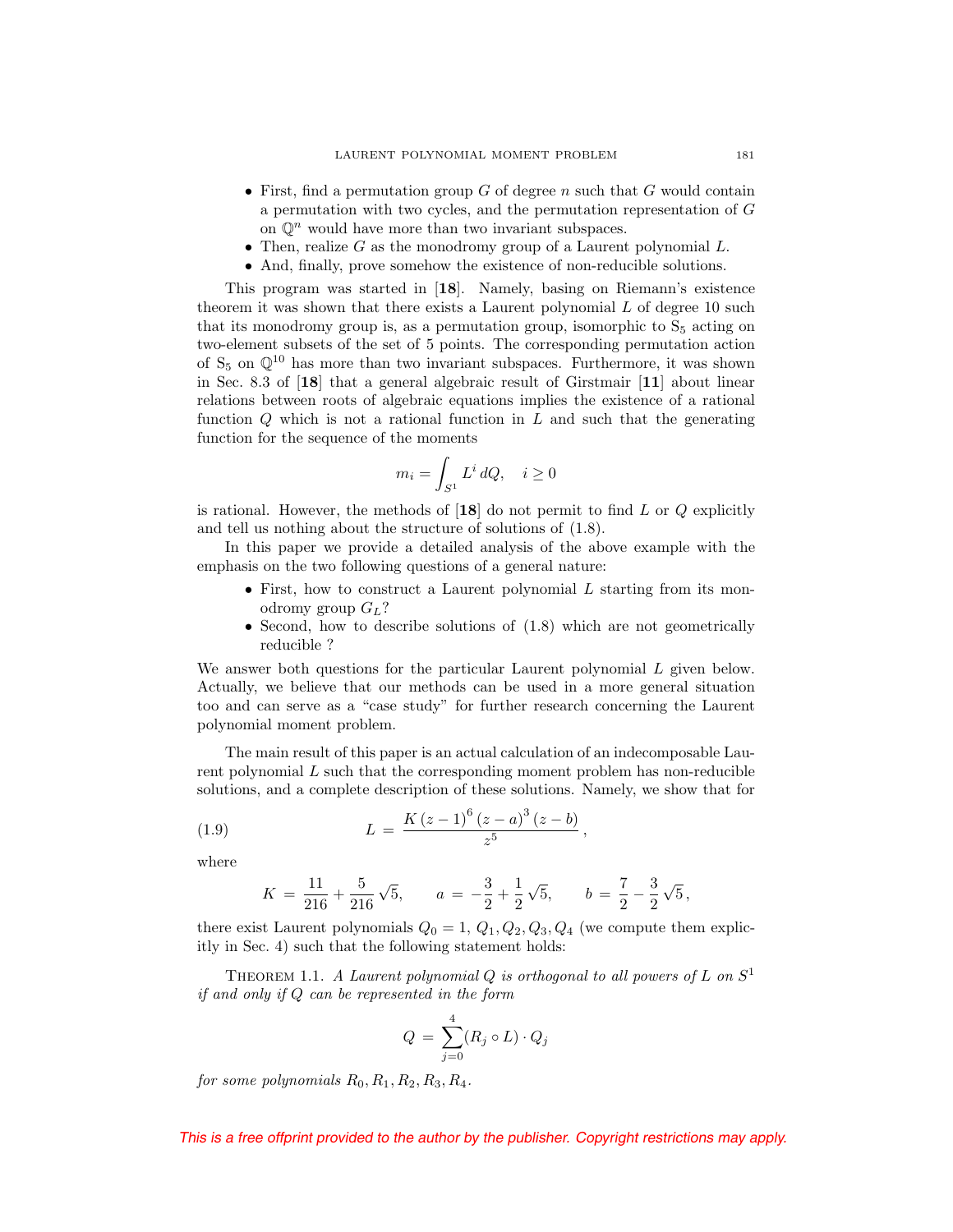- First, find a permutation group $G$ of degree $n$ such that $G$ would contain a permutation with two cycles, and the permutation representation of $G$ on $\mathbb{Q}^n$ would have more than two invariant subspaces.
- Then, realize $G$ as the monodromy group of a Laurent polynomial $L$.
- And, finally, prove somehow the existence of non-reducible solutions.

This program was started in [**18**]. Namely, basing on Riemann's existence theorem it was shown that there exists a Laurent polynomial $L$ of degree 10 such that its monodromy group is, as a permutation group, isomorphic to $\mathrm{S}_5$ acting on two-element subsets of the set of 5 points. The corresponding permutation action of $\mathrm{S}_5$ on $\mathbb{Q}^{10}$ has more than two invariant subspaces. Furthermore, it was shown in Sec. 8.3 of [**18**] that a general algebraic result of Girstmair [**11**] about linear relations between roots of algebraic equations implies the existence of a rational function $Q$ which is not a rational function in $L$ and such that the generating function for the sequence of the moments

$$m_i = \int_{S^1} L^i \, dQ, \quad i \geq 0$$

is rational. However, the methods of [**18**] do not permit to find $L$ or $Q$ explicitly and tell us nothing about the structure of solutions of (1.8).

In this paper we provide a detailed analysis of the above example with the emphasis on the two following questions of a general nature:

- First, how to construct a Laurent polynomial $L$ starting from its monodromy group $G_L$?
- Second, how to describe solutions of (1.8) which are not geometrically reducible ?

We answer both questions for the particular Laurent polynomial $L$ given below. Actually, we believe that our methods can be used in a more general situation too and can serve as a "case study" for further research concerning the Laurent polynomial moment problem.

The main result of this paper is an actual calculation of an indecomposable Laurent polynomial $L$ such that the corresponding moment problem has non-reducible solutions, and a complete description of these solutions. Namely, we show that for

$$L = \frac{K\,(z-1)^6\,(z-a)^3\,(z-b)}{z^5}, \tag{1.9}$$

where

$$K = \frac{11}{216} + \frac{5}{216}\sqrt{5}, \qquad a = -\frac{3}{2} + \frac{1}{2}\sqrt{5}, \qquad b = \frac{7}{2} - \frac{3}{2}\sqrt{5},$$

there exist Laurent polynomials $Q_0 = 1, Q_1, Q_2, Q_3, Q_4$ (we compute them explicitly in Sec. 4) such that the following statement holds:

Theorem 1.1. *A Laurent polynomial $Q$ is orthogonal to all powers of $L$ on $S^1$ if and only if $Q$ can be represented in the form*

$$Q = \sum_{j=0}^{4} (R_j \circ L) \cdot Q_j$$

*for some polynomials $R_0, R_1, R_2, R_3, R_4$.*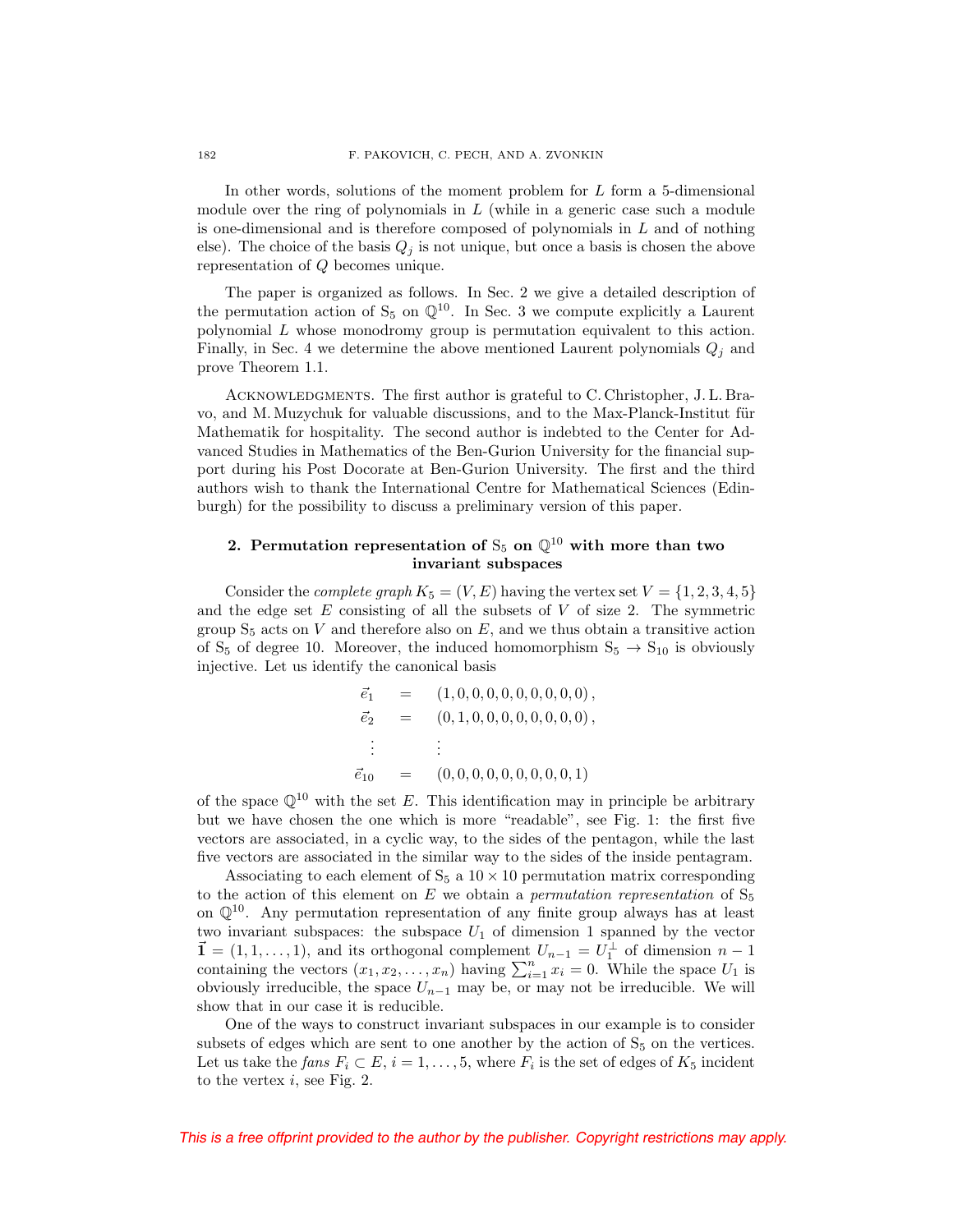In other words, solutions of the moment problem for $L$ form a 5-dimensional module over the ring of polynomials in $L$ (while in a generic case such a module is one-dimensional and is therefore composed of polynomials in $L$ and of nothing else). The choice of the basis $Q_j$ is not unique, but once a basis is chosen the above representation of $Q$ becomes unique.

The paper is organized as follows. In Sec. 2 we give a detailed description of the permutation action of $S_5$ on $\mathbb{Q}^{10}$. In Sec. 3 we compute explicitly a Laurent polynomial $L$ whose monodromy group is permutation equivalent to this action. Finally, in Sec. 4 we determine the above mentioned Laurent polynomials $Q_j$ and prove Theorem 1.1.

Acknowledgments. The first author is grateful to C. Christopher, J. L. Bravo, and M. Muzychuk for valuable discussions, and to the Max-Planck-Institut für Mathematik for hospitality. The second author is indebted to the Center for Advanced Studies in Mathematics of the Ben-Gurion University for the financial support during his Post Docorate at Ben-Gurion University. The first and the third authors wish to thank the International Centre for Mathematical Sciences (Edinburgh) for the possibility to discuss a preliminary version of this paper.

## 2. Permutation representation of $S_5$ on $\mathbb{Q}^{10}$ with more than two invariant subspaces

Consider the *complete graph* $K_5 = (V, E)$ having the vertex set $V = \{1, 2, 3, 4, 5\}$ and the edge set $E$ consisting of all the subsets of $V$ of size 2. The symmetric group $S_5$ acts on $V$ and therefore also on $E$, and we thus obtain a transitive action of $S_5$ of degree 10. Moreover, the induced homomorphism $S_5 \to S_{10}$ is obviously injective. Let us identify the canonical basis

$$
\begin{aligned}
\vec{e}_1 &= (1,0,0,0,0,0,0,0,0,0)\,,\\
\vec{e}_2 &= (0,1,0,0,0,0,0,0,0,0)\,,\\
&\;\;\vdots\\
\vec{e}_{10} &= (0,0,0,0,0,0,0,0,0,1)
\end{aligned}
$$

of the space $\mathbb{Q}^{10}$ with the set $E$. This identification may in principle be arbitrary but we have chosen the one which is more "readable", see Fig. 1: the first five vectors are associated, in a cyclic way, to the sides of the pentagon, while the last five vectors are associated in the similar way to the sides of the inside pentagram.

Associating to each element of $S_5$ a $10 \times 10$ permutation matrix corresponding to the action of this element on $E$ we obtain a *permutation representation* of $S_5$ on $\mathbb{Q}^{10}$. Any permutation representation of any finite group always has at least two invariant subspaces: the subspace $U_1$ of dimension 1 spanned by the vector $\vec{\mathbf{1}} = (1, 1, \ldots, 1)$, and its orthogonal complement $U_{n-1} = U_1^{\perp}$ of dimension $n-1$ containing the vectors $(x_1, x_2, \ldots, x_n)$ having $\sum_{i=1}^{n} x_i = 0$. While the space $U_1$ is obviously irreducible, the space $U_{n-1}$ may be, or may not be irreducible. We will show that in our case it is reducible.

One of the ways to construct invariant subspaces in our example is to consider subsets of edges which are sent to one another by the action of $S_5$ on the vertices. Let us take the *fans* $F_i \subset E$, $i = 1, \ldots, 5$, where $F_i$ is the set of edges of $K_5$ incident to the vertex $i$, see Fig. 2.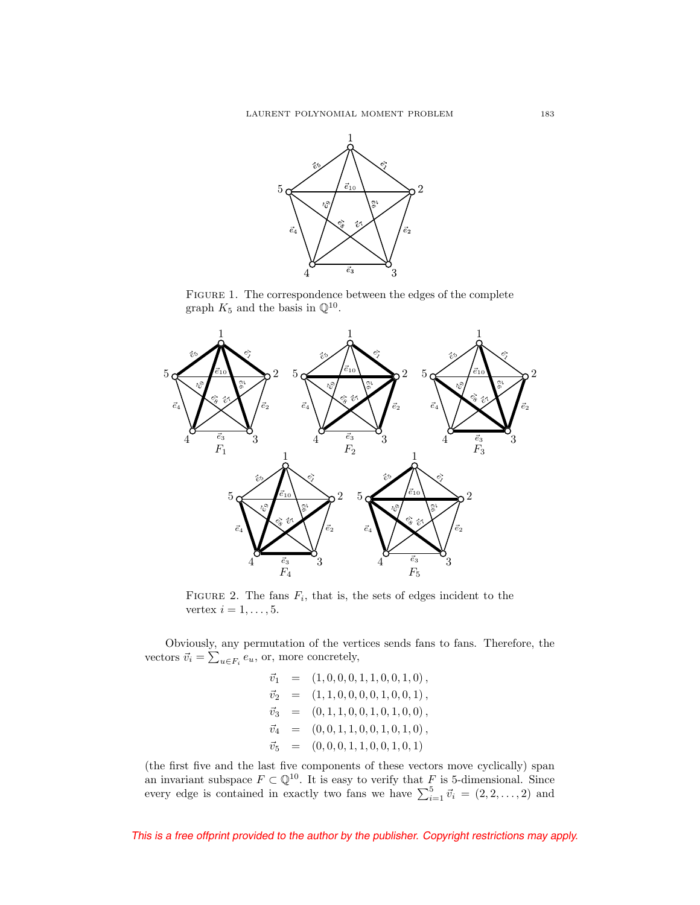FIGURE 1. The correspondence between the edges of the complete graph $K_5$ and the basis in $\mathbb{Q}^{10}$.

FIGURE 2. The fans $F_i$, that is, the sets of edges incident to the vertex $i = 1, \ldots, 5$.

Obviously, any permutation of the vertices sends fans to fans. Therefore, the vectors $\vec{v}_i = \sum_{u \in F_i} e_u$, or, more concretely,

$$
\begin{aligned}
\vec{v}_1 &= (1,0,0,0,1,1,0,0,1,0)\,, \\
\vec{v}_2 &= (1,1,0,0,0,0,1,0,0,1)\,, \\
\vec{v}_3 &= (0,1,1,0,0,1,0,1,0,0)\,, \\
\vec{v}_4 &= (0,0,1,1,0,0,1,0,1,0)\,, \\
\vec{v}_5 &= (0,0,0,1,1,0,0,1,0,1)
\end{aligned}
$$

(the first five and the last five components of these vectors move cyclically) span an invariant subspace $F \subset \mathbb{Q}^{10}$. It is easy to verify that $F$ is 5-dimensional. Since every edge is contained in exactly two fans we have $\sum_{i=1}^{5} \vec{v}_i = (2,2,\ldots,2)$ and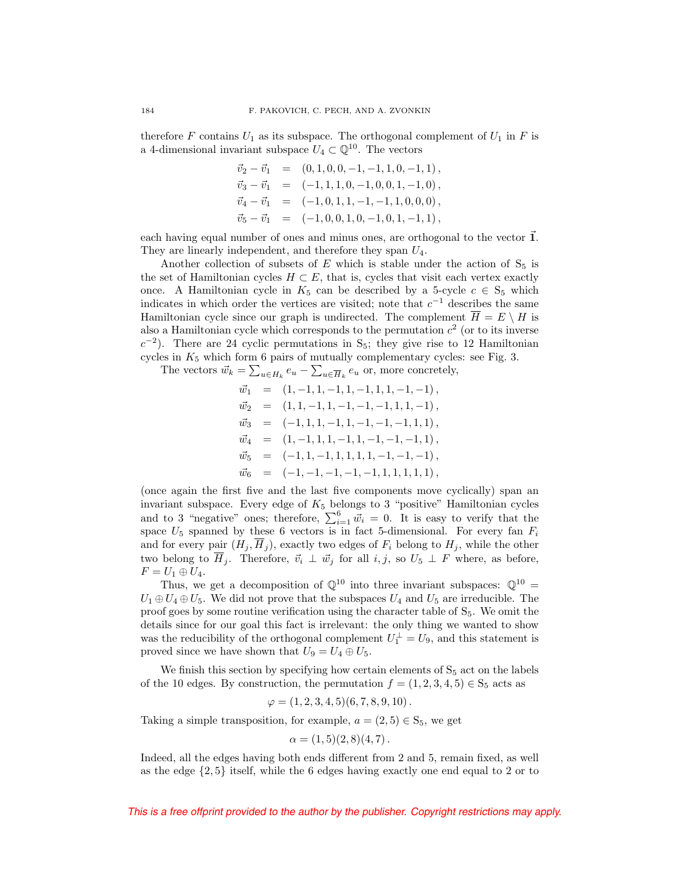therefore $F$ contains $U_1$ as its subspace. The orthogonal complement of $U_1$ in $F$ is a 4-dimensional invariant subspace $U_4 \subset \mathbb{Q}^{10}$. The vectors

$$
\begin{aligned}
\vec{v}_2 - \vec{v}_1 &= (0,1,0,0,-1,-1,1,0,-1,1)\,,\\
\vec{v}_3 - \vec{v}_1 &= (-1,1,1,0,-1,0,0,1,-1,0)\,,\\
\vec{v}_4 - \vec{v}_1 &= (-1,0,1,1,-1,-1,1,0,0,0)\,,\\
\vec{v}_5 - \vec{v}_1 &= (-1,0,0,1,0,-1,0,1,-1,1)\,,
\end{aligned}
$$

each having equal number of ones and minus ones, are orthogonal to the vector $\vec{\mathbf{1}}$. They are linearly independent, and therefore they span $U_4$.

Another collection of subsets of $E$ which is stable under the action of $S_5$ is the set of Hamiltonian cycles $H \subset E$, that is, cycles that visit each vertex exactly once. A Hamiltonian cycle in $K_5$ can be described by a 5-cycle $c \in S_5$ which indicates in which order the vertices are visited; note that $c^{-1}$ describes the same Hamiltonian cycle since our graph is undirected. The complement $\overline{H} = E \setminus H$ is also a Hamiltonian cycle which corresponds to the permutation $c^2$ (or to its inverse $c^{-2}$). There are 24 cyclic permutations in $S_5$; they give rise to 12 Hamiltonian cycles in $K_5$ which form 6 pairs of mutually complementary cycles: see Fig. 3.

The vectors $\vec{w}_k = \sum_{u \in H_k} e_u - \sum_{u \in \overline{H}_k} e_u$ or, more concretely,

$$
\begin{aligned}
\vec{w}_1 &= (1,-1,1,-1,1,-1,1,1,-1,-1)\,,\\
\vec{w}_2 &= (1,1,-1,1,-1,-1,-1,1,1,-1)\,,\\
\vec{w}_3 &= (-1,1,1,-1,1,-1,-1,-1,1,1)\,,\\
\vec{w}_4 &= (1,-1,1,1,-1,1,-1,-1,-1,1)\,,\\
\vec{w}_5 &= (-1,1,-1,1,1,1,1,-1,-1,-1)\,,\\
\vec{w}_6 &= (-1,-1,-1,-1,-1,1,1,1,1,1)\,,
\end{aligned}
$$

(once again the first five and the last five components move cyclically) span an invariant subspace. Every edge of $K_5$ belongs to 3 "positive" Hamiltonian cycles and to 3 "negative" ones; therefore, $\sum_{i=1}^{6} \vec{w}_i = 0$. It is easy to verify that the space $U_5$ spanned by these 6 vectors is in fact 5-dimensional. For every fan $F_i$ and for every pair $(H_j, \overline{H}_j)$, exactly two edges of $F_i$ belong to $H_j$, while the other two belong to $\overline{H}_j$. Therefore, $\vec{v}_i \perp \vec{w}_j$ for all $i, j$, so $U_5 \perp F$ where, as before, $F = U_1 \oplus U_4$.

Thus, we get a decomposition of $\mathbb{Q}^{10}$ into three invariant subspaces: $\mathbb{Q}^{10} = U_1 \oplus U_4 \oplus U_5$. We did not prove that the subspaces $U_4$ and $U_5$ are irreducible. The proof goes by some routine verification using the character table of $S_5$. We omit the details since for our goal this fact is irrelevant: the only thing we wanted to show was the reducibility of the orthogonal complement $U_1^{\perp} = U_9$, and this statement is proved since we have shown that $U_9 = U_4 \oplus U_5$.

We finish this section by specifying how certain elements of $S_5$ act on the labels of the 10 edges. By construction, the permutation $f = (1,2,3,4,5) \in S_5$ acts as

$$\varphi = (1,2,3,4,5)(6,7,8,9,10)\,.$$

Taking a simple transposition, for example, $a = (2,5) \in S_5$, we get

$$\alpha = (1,5)(2,8)(4,7)\,.$$

Indeed, all the edges having both ends different from 2 and 5, remain fixed, as well as the edge $\{2,5\}$ itself, while the 6 edges having exactly one end equal to 2 or to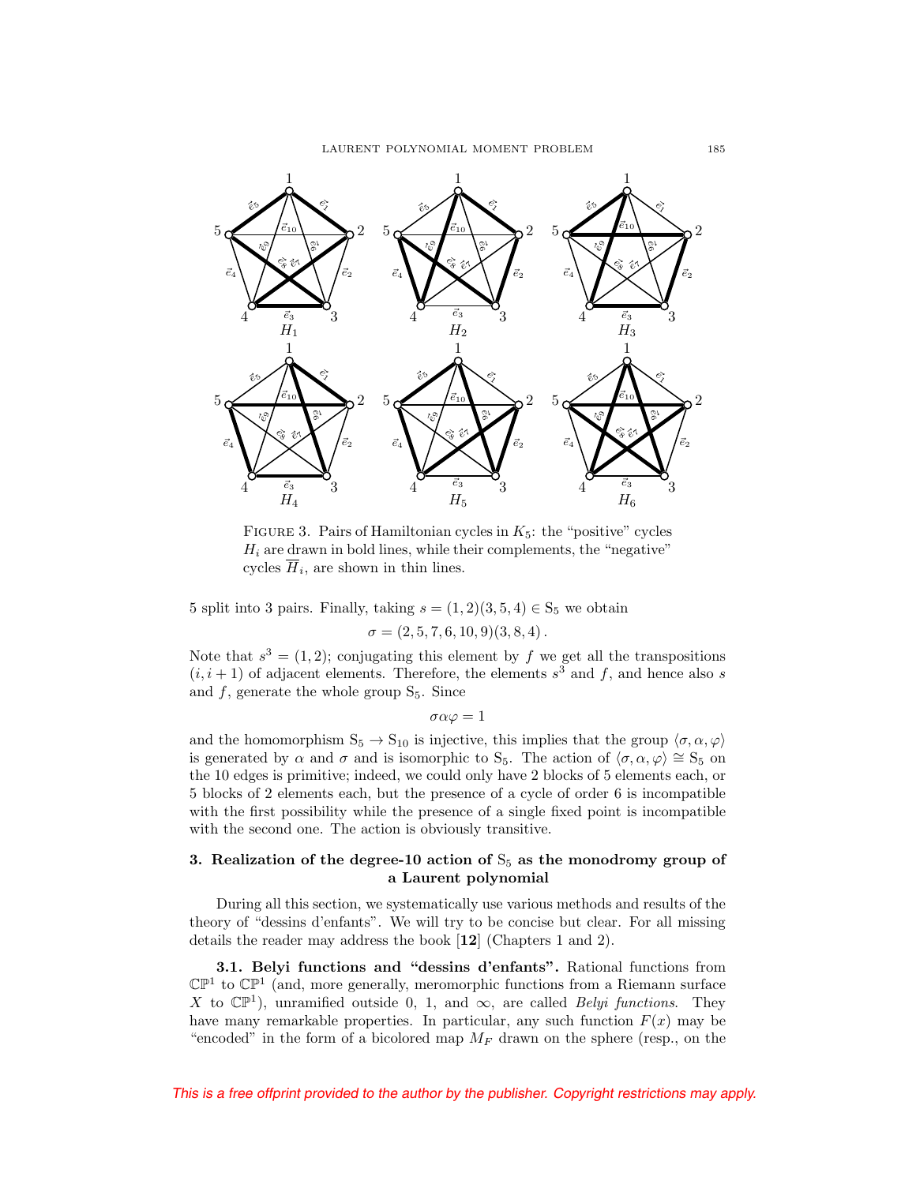FIGURE 3. Pairs of Hamiltonian cycles in $K_5$: the "positive" cycles $H_i$ are drawn in bold lines, while their complements, the "negative" cycles $\overline{H}_i$, are shown in thin lines.

5 split into 3 pairs. Finally, taking $s = (1,2)(3,5,4) \in \mathrm{S}_5$ we obtain

$$\sigma = (2,5,7,6,10,9)(3,8,4).$$

Note that $s^3 = (1,2)$; conjugating this element by $f$ we get all the transpositions $(i, i+1)$ of adjacent elements. Therefore, the elements $s^3$ and $f$, and hence also $s$ and $f$, generate the whole group $\mathrm{S}_5$. Since

$$\sigma\alpha\varphi = 1$$

and the homomorphism $\mathrm{S}_5 \to \mathrm{S}_{10}$ is injective, this implies that the group $\langle \sigma, \alpha, \varphi \rangle$ is generated by $\alpha$ and $\sigma$ and is isomorphic to $\mathrm{S}_5$. The action of $\langle \sigma, \alpha, \varphi \rangle \cong \mathrm{S}_5$ on the 10 edges is primitive; indeed, we could only have 2 blocks of 5 elements each, or 5 blocks of 2 elements each, but the presence of a cycle of order 6 is incompatible with the first possibility while the presence of a single fixed point is incompatible with the second one. The action is obviously transitive.

## 3. Realization of the degree-10 action of $\mathrm{S}_5$ as the monodromy group of a Laurent polynomial

During all this section, we systematically use various methods and results of the theory of "dessins d'enfants". We will try to be concise but clear. For all missing details the reader may address the book [**12**] (Chapters 1 and 2).

**3.1. Belyi functions and "dessins d'enfants".** Rational functions from $\mathbb{CP}^1$ to $\mathbb{CP}^1$ (and, more generally, meromorphic functions from a Riemann surface $X$ to $\mathbb{CP}^1$), unramified outside 0, 1, and $\infty$, are called *Belyi functions*. They have many remarkable properties. In particular, any such function $F(x)$ may be "encoded" in the form of a bicolored map $M_F$ drawn on the sphere (resp., on the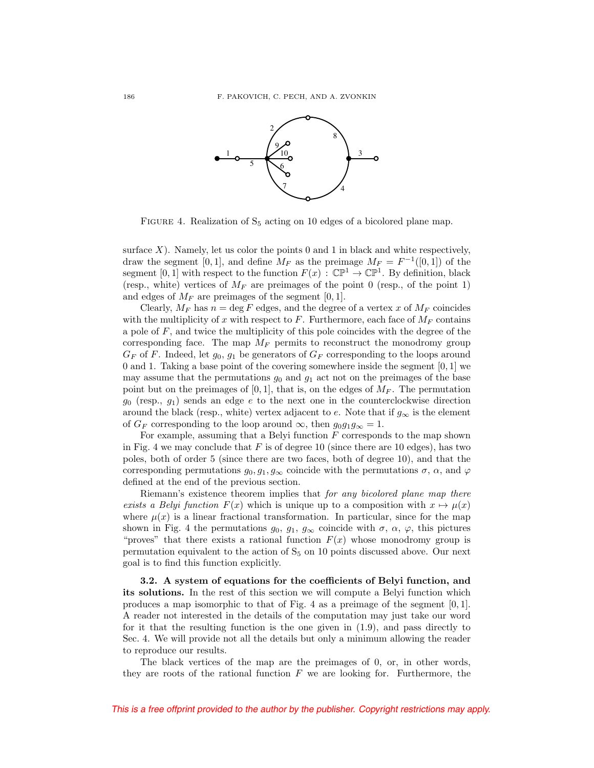FIGURE 4. Realization of $S_5$ acting on 10 edges of a bicolored plane map.

surface $X$). Namely, let us color the points 0 and 1 in black and white respectively, draw the segment $[0, 1]$, and define $M_F$ as the preimage $M_F = F^{-1}([0, 1])$ of the segment $[0, 1]$ with respect to the function $F(x) : \mathbb{CP}^1 \to \mathbb{CP}^1$. By definition, black (resp., white) vertices of $M_F$ are preimages of the point 0 (resp., of the point 1) and edges of $M_F$ are preimages of the segment $[0, 1]$.

Clearly, $M_F$ has $n = \deg F$ edges, and the degree of a vertex $x$ of $M_F$ coincides with the multiplicity of $x$ with respect to $F$. Furthermore, each face of $M_F$ contains a pole of $F$, and twice the multiplicity of this pole coincides with the degree of the corresponding face. The map $M_F$ permits to reconstruct the monodromy group $G_F$ of $F$. Indeed, let $g_0$, $g_1$ be generators of $G_F$ corresponding to the loops around 0 and 1. Taking a base point of the covering somewhere inside the segment $[0, 1]$ we may assume that the permutations $g_0$ and $g_1$ act not on the preimages of the base point but on the preimages of $[0, 1]$, that is, on the edges of $M_F$. The permutation $g_0$ (resp., $g_1$) sends an edge $e$ to the next one in the counterclockwise direction around the black (resp., white) vertex adjacent to $e$. Note that if $g_\infty$ is the element of $G_F$ corresponding to the loop around $\infty$, then $g_0 g_1 g_\infty = 1$.

For example, assuming that a Belyi function $F$ corresponds to the map shown in Fig. 4 we may conclude that $F$ is of degree 10 (since there are 10 edges), has two poles, both of order 5 (since there are two faces, both of degree 10), and that the corresponding permutations $g_0, g_1, g_\infty$ coincide with the permutations $\sigma$, $\alpha$, and $\varphi$ defined at the end of the previous section.

Riemann's existence theorem implies that *for any bicolored plane map there exists a Belyi function $F(x)$ which is unique up to a composition with $x \mapsto \mu(x)$ where $\mu(x)$ is a linear fractional transformation.* In particular, since for the map shown in Fig. 4 the permutations $g_0$, $g_1$, $g_\infty$ coincide with $\sigma$, $\alpha$, $\varphi$, this pictures "proves" that there exists a rational function $F(x)$ whose monodromy group is permutation equivalent to the action of $S_5$ on 10 points discussed above. Our next goal is to find this function explicitly.

**3.2. A system of equations for the coefficients of Belyi function, and its solutions.** In the rest of this section we will compute a Belyi function which produces a map isomorphic to that of Fig. 4 as a preimage of the segment $[0, 1]$. A reader not interested in the details of the computation may just take our word for it that the resulting function is the one given in (1.9), and pass directly to Sec. 4. We will provide not all the details but only a minimum allowing the reader to reproduce our results.

The black vertices of the map are the preimages of 0, or, in other words, they are roots of the rational function $F$ we are looking for. Furthermore, the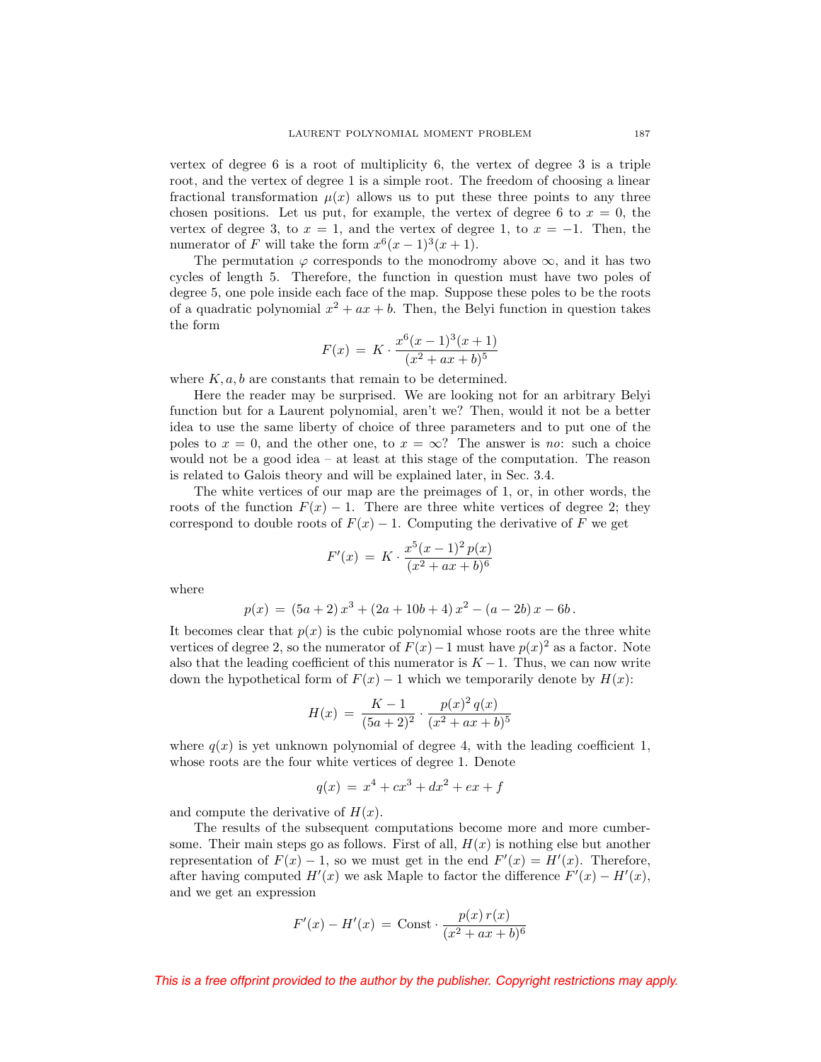vertex of degree 6 is a root of multiplicity 6, the vertex of degree 3 is a triple root, and the vertex of degree 1 is a simple root. The freedom of choosing a linear fractional transformation $\mu(x)$ allows us to put these three points to any three chosen positions. Let us put, for example, the vertex of degree 6 to $x = 0$, the vertex of degree 3, to $x = 1$, and the vertex of degree 1, to $x = -1$. Then, the numerator of $F$ will take the form $x^6(x-1)^3(x+1)$.

The permutation $\varphi$ corresponds to the monodromy above $\infty$, and it has two cycles of length 5. Therefore, the function in question must have two poles of degree 5, one pole inside each face of the map. Suppose these poles to be the roots of a quadratic polynomial $x^2 + ax + b$. Then, the Belyi function in question takes the form

$$F(x) \,=\, K \cdot \frac{x^6(x-1)^3(x+1)}{(x^2+ax+b)^5}$$

where $K, a, b$ are constants that remain to be determined.

Here the reader may be surprised. We are looking not for an arbitrary Belyi function but for a Laurent polynomial, aren't we? Then, would it not be a better idea to use the same liberty of choice of three parameters and to put one of the poles to $x = 0$, and the other one, to $x = \infty$? The answer is *no*: such a choice would not be a good idea – at least at this stage of the computation. The reason is related to Galois theory and will be explained later, in Sec. 3.4.

The white vertices of our map are the preimages of 1, or, in other words, the roots of the function $F(x) - 1$. There are three white vertices of degree 2; they correspond to double roots of $F(x) - 1$. Computing the derivative of $F$ we get

$$F'(x) \,=\, K \cdot \frac{x^5(x-1)^2\, p(x)}{(x^2+ax+b)^6}$$

where

$$p(x) \,=\, (5a+2)\,x^3 + (2a+10b+4)\,x^2 - (a-2b)\,x - 6b\,.$$

It becomes clear that $p(x)$ is the cubic polynomial whose roots are the three white vertices of degree 2, so the numerator of $F(x)-1$ must have $p(x)^2$ as a factor. Note also that the leading coefficient of this numerator is $K-1$. Thus, we can now write down the hypothetical form of $F(x) - 1$ which we temporarily denote by $H(x)$:

$$H(x) \,=\, \frac{K-1}{(5a+2)^2} \cdot \frac{p(x)^2\, q(x)}{(x^2+ax+b)^5}$$

where $q(x)$ is yet unknown polynomial of degree 4, with the leading coefficient 1, whose roots are the four white vertices of degree 1. Denote

$$q(x) \,=\, x^4 + cx^3 + dx^2 + ex + f$$

and compute the derivative of $H(x)$.

The results of the subsequent computations become more and more cumbersome. Their main steps go as follows. First of all, $H(x)$ is nothing else but another representation of $F(x) - 1$, so we must get in the end $F'(x) = H'(x)$. Therefore, after having computed $H'(x)$ we ask Maple to factor the difference $F'(x) - H'(x)$, and we get an expression

$$F'(x) - H'(x) \,=\, \text{Const} \cdot \frac{p(x)\, r(x)}{(x^2+ax+b)^6}$$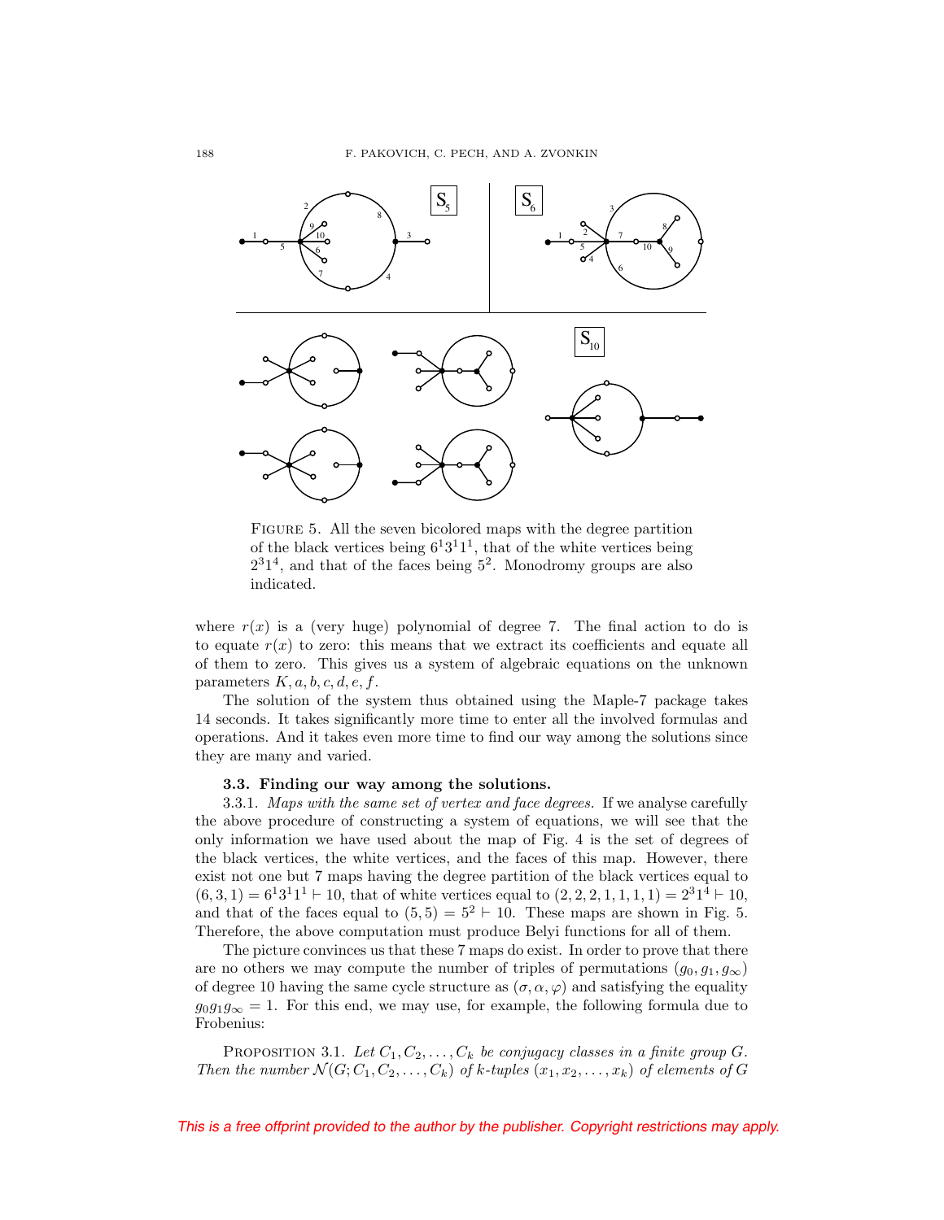FIGURE 5. All the seven bicolored maps with the degree partition of the black vertices being $6^1 3^1 1^1$, that of the white vertices being $2^3 1^4$, and that of the faces being $5^2$. Monodromy groups are also indicated.

where $r(x)$ is a (very huge) polynomial of degree 7. The final action to do is to equate $r(x)$ to zero: this means that we extract its coefficients and equate all of them to zero. This gives us a system of algebraic equations on the unknown parameters $K, a, b, c, d, e, f$.

The solution of the system thus obtained using the Maple-7 package takes 14 seconds. It takes significantly more time to enter all the involved formulas and operations. And it takes even more time to find our way among the solutions since they are many and varied.

### 3.3. Finding our way among the solutions.

3.3.1. *Maps with the same set of vertex and face degrees.* If we analyse carefully the above procedure of constructing a system of equations, we will see that the only information we have used about the map of Fig. 4 is the set of degrees of the black vertices, the white vertices, and the faces of this map. However, there exist not one but 7 maps having the degree partition of the black vertices equal to $(6, 3, 1) = 6^1 3^1 1^1 \vdash 10$, that of white vertices equal to $(2, 2, 2, 1, 1, 1, 1) = 2^3 1^4 \vdash 10$, and that of the faces equal to $(5, 5) = 5^2 \vdash 10$. These maps are shown in Fig. 5. Therefore, the above computation must produce Belyi functions for all of them.

The picture convinces us that these 7 maps do exist. In order to prove that there are no others we may compute the number of triples of permutations $(g_0, g_1, g_\infty)$ of degree 10 having the same cycle structure as $(\sigma, \alpha, \varphi)$ and satisfying the equality $g_0 g_1 g_\infty = 1$. For this end, we may use, for example, the following formula due to Frobenius:

PROPOSITION 3.1. *Let $C_1, C_2, \ldots, C_k$ be conjugacy classes in a finite group $G$. Then the number $\mathcal{N}(G; C_1, C_2, \ldots, C_k)$ of $k$-tuples $(x_1, x_2, \ldots, x_k)$ of elements of $G$*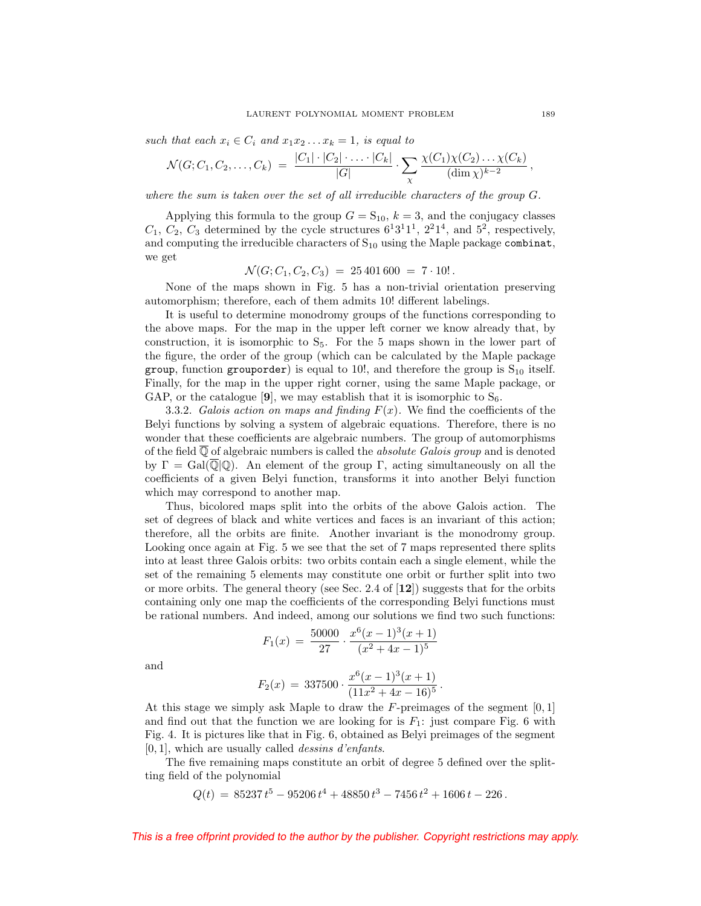*such that each $x_i \in C_i$ and $x_1 x_2 \dots x_k = 1$, is equal to*

$$\mathcal{N}(G; C_1, C_2, \dots, C_k) \;=\; \frac{|C_1| \cdot |C_2| \cdot \dots \cdot |C_k|}{|G|} \cdot \sum_{\chi} \frac{\chi(C_1)\chi(C_2)\dots\chi(C_k)}{(\dim \chi)^{k-2}}\,,$$

*where the sum is taken over the set of all irreducible characters of the group $G$.*

Applying this formula to the group $G = \mathrm{S}_{10}$, $k = 3$, and the conjugacy classes $C_1$, $C_2$, $C_3$ determined by the cycle structures $6^1 3^1 1^1$, $2^2 1^4$, and $5^2$, respectively, and computing the irreducible characters of $\mathrm{S}_{10}$ using the Maple package `combinat`, we get

$$\mathcal{N}(G; C_1, C_2, C_3) \;=\; 25\,401\,600 \;=\; 7 \cdot 10!\,.$$

None of the maps shown in Fig. 5 has a non-trivial orientation preserving automorphism; therefore, each of them admits 10! different labelings.

It is useful to determine monodromy groups of the functions corresponding to the above maps. For the map in the upper left corner we know already that, by construction, it is isomorphic to $\mathrm{S}_5$. For the 5 maps shown in the lower part of the figure, the order of the group (which can be calculated by the Maple package `group`, function `grouporder`) is equal to 10!, and therefore the group is $\mathrm{S}_{10}$ itself. Finally, for the map in the upper right corner, using the same Maple package, or GAP, or the catalogue [**9**], we may establish that it is isomorphic to $\mathrm{S}_6$.

3.3.2. *Galois action on maps and finding $F(x)$.* We find the coefficients of the Belyi functions by solving a system of algebraic equations. Therefore, there is no wonder that these coefficients are algebraic numbers. The group of automorphisms of the field $\overline{\mathbb{Q}}$ of algebraic numbers is called the *absolute Galois group* and is denoted by $\Gamma = \mathrm{Gal}(\overline{\mathbb{Q}}|\mathbb{Q})$. An element of the group $\Gamma$, acting simultaneously on all the coefficients of a given Belyi function, transforms it into another Belyi function which may correspond to another map.

Thus, bicolored maps split into the orbits of the above Galois action. The set of degrees of black and white vertices and faces is an invariant of this action; therefore, all the orbits are finite. Another invariant is the monodromy group. Looking once again at Fig. 5 we see that the set of 7 maps represented there splits into at least three Galois orbits: two orbits contain each a single element, while the set of the remaining 5 elements may constitute one orbit or further split into two or more orbits. The general theory (see Sec. 2.4 of [**12**]) suggests that for the orbits containing only one map the coefficients of the corresponding Belyi functions must be rational numbers. And indeed, among our solutions we find two such functions:

$$F_1(x) \;=\; \frac{50000}{27} \cdot \frac{x^6(x-1)^3(x+1)}{(x^2+4x-1)^5}$$

and

$$F_2(x) \;=\; 337500 \cdot \frac{x^6(x-1)^3(x+1)}{(11x^2+4x-16)^5}\,.$$

At this stage we simply ask Maple to draw the $F$-preimages of the segment $[0,1]$ and find out that the function we are looking for is $F_1$: just compare Fig. 6 with Fig. 4. It is pictures like that in Fig. 6, obtained as Belyi preimages of the segment $[0,1]$, which are usually called *dessins d'enfants*.

The five remaining maps constitute an orbit of degree 5 defined over the splitting field of the polynomial

$$Q(t) \;=\; 85237\,t^5 - 95206\,t^4 + 48850\,t^3 - 7456\,t^2 + 1606\,t - 226\,.$$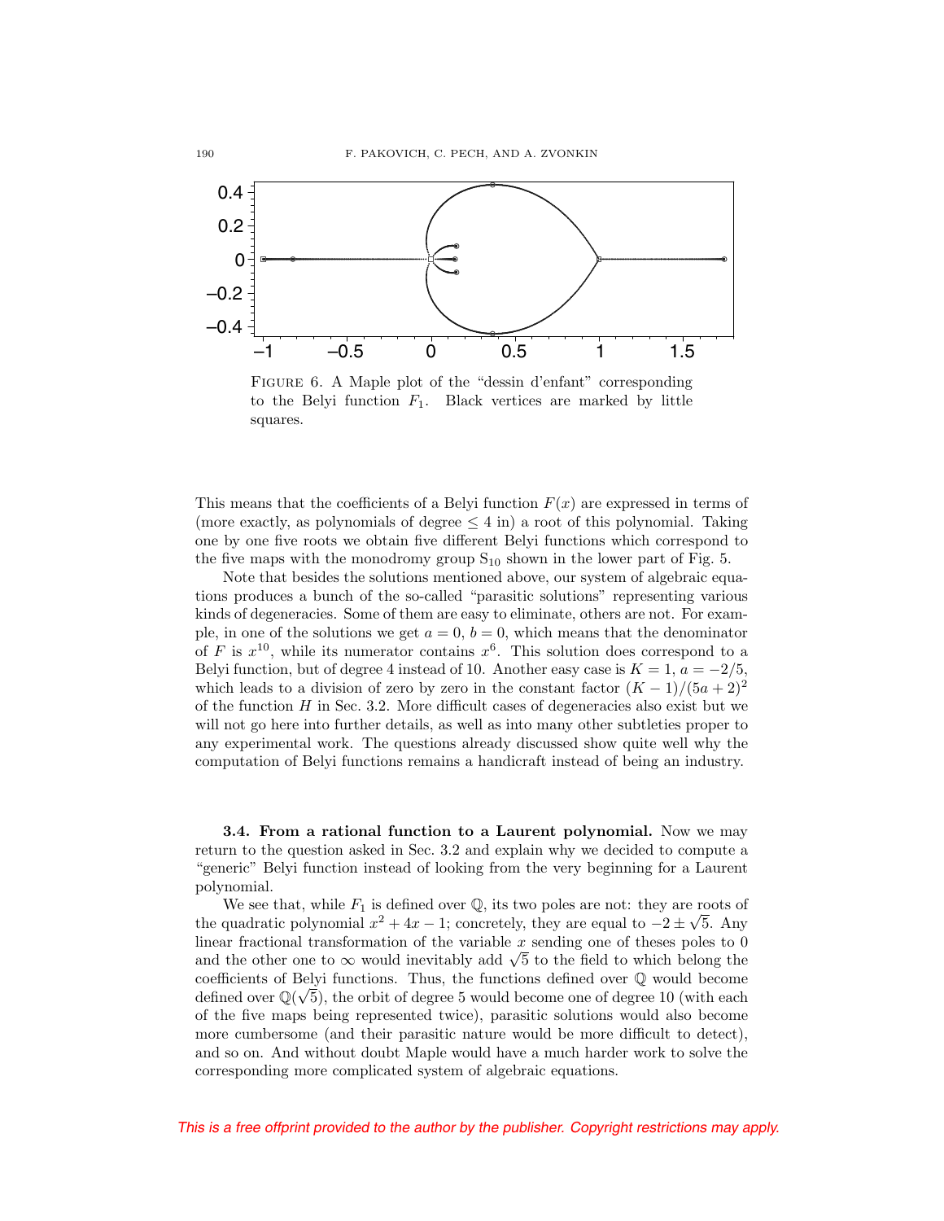FIGURE 6. A Maple plot of the "dessin d'enfant" corresponding to the Belyi function $F_1$. Black vertices are marked by little squares.

This means that the coefficients of a Belyi function $F(x)$ are expressed in terms of (more exactly, as polynomials of degree $\leq 4$ in) a root of this polynomial. Taking one by one five roots we obtain five different Belyi functions which correspond to the five maps with the monodromy group $S_{10}$ shown in the lower part of Fig. 5.

Note that besides the solutions mentioned above, our system of algebraic equations produces a bunch of the so-called "parasitic solutions" representing various kinds of degeneracies. Some of them are easy to eliminate, others are not. For example, in one of the solutions we get $a = 0$, $b = 0$, which means that the denominator of $F$ is $x^{10}$, while its numerator contains $x^6$. This solution does correspond to a Belyi function, but of degree 4 instead of 10. Another easy case is $K = 1$, $a = -2/5$, which leads to a division of zero by zero in the constant factor $(K-1)/(5a+2)^2$ of the function $H$ in Sec. 3.2. More difficult cases of degeneracies also exist but we will not go here into further details, as well as into many other subtleties proper to any experimental work. The questions already discussed show quite well why the computation of Belyi functions remains a handicraft instead of being an industry.

**3.4. From a rational function to a Laurent polynomial.** Now we may return to the question asked in Sec. 3.2 and explain why we decided to compute a "generic" Belyi function instead of looking from the very beginning for a Laurent polynomial.

We see that, while $F_1$ is defined over $\mathbb{Q}$, its two poles are not: they are roots of the quadratic polynomial $x^2 + 4x - 1$; concretely, they are equal to $-2 \pm \sqrt{5}$. Any linear fractional transformation of the variable $x$ sending one of theses poles to 0 and the other one to $\infty$ would inevitably add $\sqrt{5}$ to the field to which belong the coefficients of Belyi functions. Thus, the functions defined over $\mathbb{Q}$ would become defined over $\mathbb{Q}(\sqrt{5})$, the orbit of degree 5 would become one of degree 10 (with each of the five maps being represented twice), parasitic solutions would also become more cumbersome (and their parasitic nature would be more difficult to detect), and so on. And without doubt Maple would have a much harder work to solve the corresponding more complicated system of algebraic equations.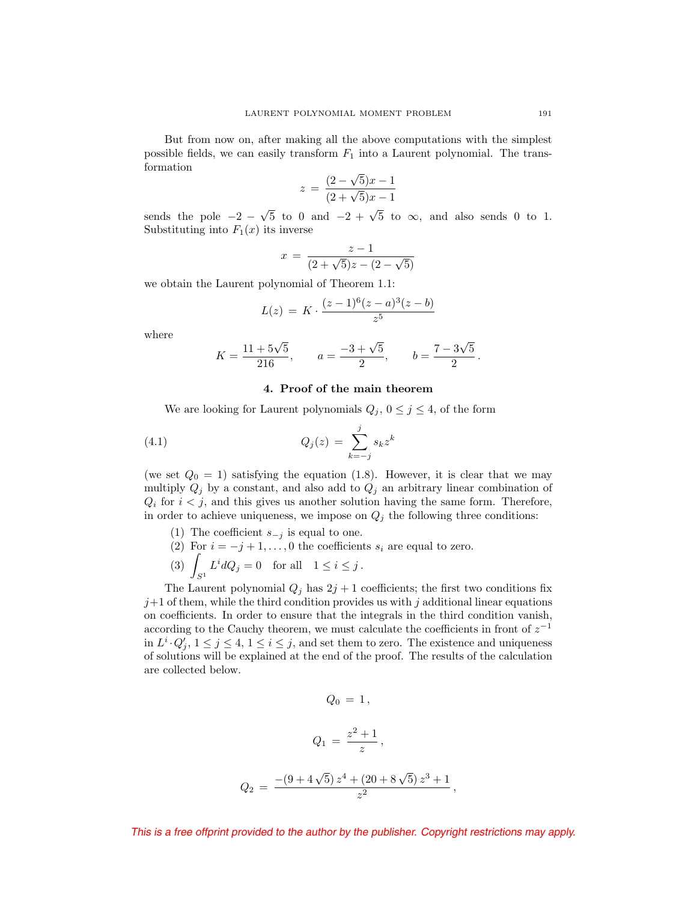But from now on, after making all the above computations with the simplest possible fields, we can easily transform $F_1$ into a Laurent polynomial. The transformation

$$z \,=\, \frac{(2-\sqrt{5})x-1}{(2+\sqrt{5})x-1}$$

sends the pole $-2-\sqrt{5}$ to 0 and $-2+\sqrt{5}$ to $\infty$, and also sends 0 to 1. Substituting into $F_1(x)$ its inverse

$$x \,=\, \frac{z-1}{(2+\sqrt{5})z-(2-\sqrt{5})}$$

we obtain the Laurent polynomial of Theorem 1.1:

$$L(z) \,=\, K\cdot\frac{(z-1)^6(z-a)^3(z-b)}{z^5}$$

where

$$K=\frac{11+5\sqrt{5}}{216}, \qquad a=\frac{-3+\sqrt{5}}{2}, \qquad b=\frac{7-3\sqrt{5}}{2}\,.$$

## 4. Proof of the main theorem

We are looking for Laurent polynomials $Q_j$, $0\le j\le 4$, of the form

$$Q_j(z) \,=\, \sum_{k=-j}^{j} s_k z^k \tag{4.1}$$

(we set $Q_0=1$) satisfying the equation (1.8). However, it is clear that we may multiply $Q_j$ by a constant, and also add to $Q_j$ an arbitrary linear combination of $Q_i$ for $i<j$, and this gives us another solution having the same form. Therefore, in order to achieve uniqueness, we impose on $Q_j$ the following three conditions:

(1) The coefficient $s_{-j}$ is equal to one.
(2) For $i=-j+1,\ldots,0$ the coefficients $s_i$ are equal to zero.
(3) $\displaystyle\int_{S^1} L^i dQ_j = 0$ for all $1\le i\le j$.

The Laurent polynomial $Q_j$ has $2j+1$ coefficients; the first two conditions fix $j+1$ of them, while the third condition provides us with $j$ additional linear equations on coefficients. In order to ensure that the integrals in the third condition vanish, according to the Cauchy theorem, we must calculate the coefficients in front of $z^{-1}$ in $L^i\cdot Q_j'$, $1\le j\le 4$, $1\le i\le j$, and set them to zero. The existence and uniqueness of solutions will be explained at the end of the proof. The results of the calculation are collected below.

$$Q_0 \,=\, 1\,,$$

$$Q_1 \,=\, \frac{z^2+1}{z}\,,$$

$$Q_2 \,=\, \frac{-(9+4\sqrt{5})\,z^4+(20+8\sqrt{5})\,z^3+1}{z^2}\,,$$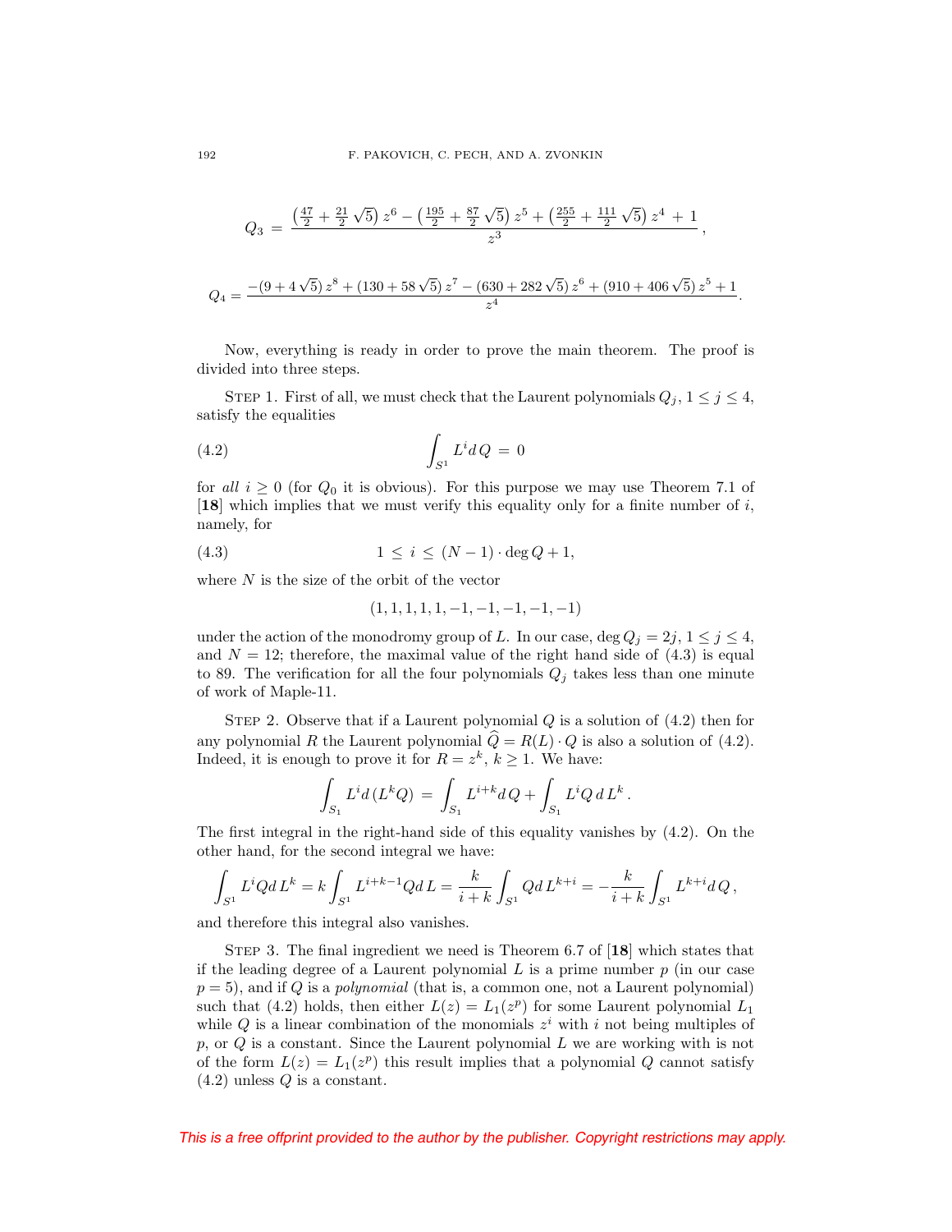$$Q_3 \;=\; \frac{\left(\frac{47}{2}+\frac{21}{2}\sqrt{5}\right)z^6-\left(\frac{195}{2}+\frac{87}{2}\sqrt{5}\right)z^5+\left(\frac{255}{2}+\frac{111}{2}\sqrt{5}\right)z^4\;+\;1}{z^3}\,,$$

$$Q_4 = \frac{-(9+4\sqrt{5})\,z^8+(130+58\sqrt{5})\,z^7-(630+282\sqrt{5})\,z^6+(910+406\sqrt{5})\,z^5+1}{z^4}.$$

Now, everything is ready in order to prove the main theorem. The proof is divided into three steps.

Step 1. First of all, we must check that the Laurent polynomials $Q_j$, $1 \le j \le 4$, satisfy the equalities

$$\int_{S^1} L^i d\,Q \;=\; 0 \tag{4.2}$$

for *all* $i \ge 0$ (for $Q_0$ it is obvious). For this purpose we may use Theorem 7.1 of [**18**] which implies that we must verify this equality only for a finite number of $i$, namely, for

$$1 \;\le\; i \;\le\; (N-1)\cdot \deg Q + 1, \tag{4.3}$$

where $N$ is the size of the orbit of the vector

$$(1,1,1,1,1,-1,-1,-1,-1,-1)$$

under the action of the monodromy group of $L$. In our case, $\deg Q_j = 2j$, $1 \le j \le 4$, and $N = 12$; therefore, the maximal value of the right hand side of (4.3) is equal to 89. The verification for all the four polynomials $Q_j$ takes less than one minute of work of Maple-11.

Step 2. Observe that if a Laurent polynomial $Q$ is a solution of (4.2) then for any polynomial $R$ the Laurent polynomial $\widehat{Q} = R(L)\cdot Q$ is also a solution of (4.2). Indeed, it is enough to prove it for $R = z^k$, $k \ge 1$. We have:

$$\int_{S_1} L^i d\,(L^k Q) \;=\; \int_{S_1} L^{i+k} d\,Q + \int_{S_1} L^i Q\, d\,L^k\,.$$

The first integral in the right-hand side of this equality vanishes by (4.2). On the other hand, for the second integral we have:

$$\int_{S^1} L^i Q d\,L^k = k\int_{S^1} L^{i+k-1} Q d\,L = \frac{k}{i+k}\int_{S^1} Q d\,L^{k+i} = -\frac{k}{i+k}\int_{S^1} L^{k+i} d\,Q\,,$$

and therefore this integral also vanishes.

Step 3. The final ingredient we need is Theorem 6.7 of [**18**] which states that if the leading degree of a Laurent polynomial $L$ is a prime number $p$ (in our case $p = 5$), and if $Q$ is a *polynomial* (that is, a common one, not a Laurent polynomial) such that (4.2) holds, then either $L(z) = L_1(z^p)$ for some Laurent polynomial $L_1$ while $Q$ is a linear combination of the monomials $z^i$ with $i$ not being multiples of $p$, or $Q$ is a constant. Since the Laurent polynomial $L$ we are working with is not of the form $L(z) = L_1(z^p)$ this result implies that a polynomial $Q$ cannot satisfy (4.2) unless $Q$ is a constant.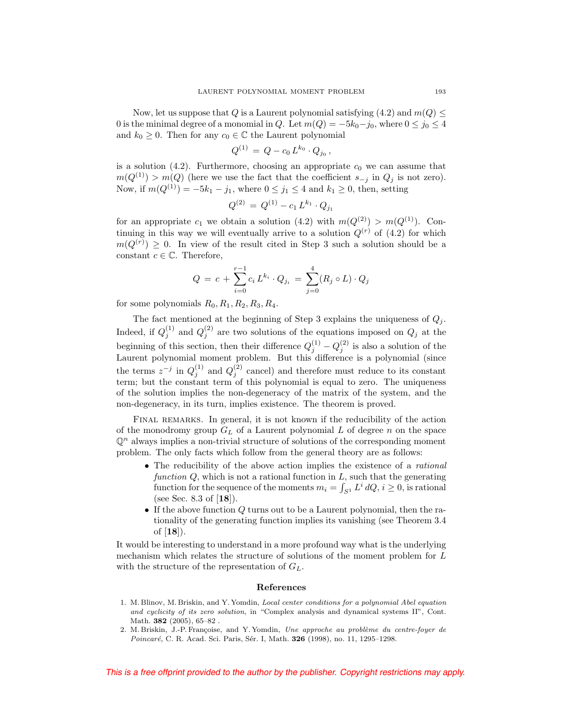Now, let us suppose that $Q$ is a Laurent polynomial satisfying (4.2) and $m(Q) \leq 0$ is the minimal degree of a monomial in $Q$. Let $m(Q) = -5k_0 - j_0$, where $0 \leq j_0 \leq 4$ and $k_0 \geq 0$. Then for any $c_0 \in \mathbb{C}$ the Laurent polynomial

$$Q^{(1)} = Q - c_0 \, L^{k_0} \cdot Q_{j_0} \,,$$

is a solution (4.2). Furthermore, choosing an appropriate $c_0$ we can assume that $m(Q^{(1)}) > m(Q)$ (here we use the fact that the coefficient $s_{-j}$ in $Q_j$ is not zero). Now, if $m(Q^{(1)}) = -5k_1 - j_1$, where $0 \leq j_1 \leq 4$ and $k_1 \geq 0$, then, setting

$$Q^{(2)} = Q^{(1)} - c_1 \, L^{k_1} \cdot Q_{j_1}$$

for an appropriate $c_1$ we obtain a solution (4.2) with $m(Q^{(2)}) > m(Q^{(1)})$. Continuing in this way we will eventually arrive to a solution $Q^{(r)}$ of (4.2) for which $m(Q^{(r)}) \geq 0$. In view of the result cited in Step 3 such a solution should be a constant $c \in \mathbb{C}$. Therefore,

$$Q = c + \sum_{i=0}^{r-1} c_i \, L^{k_i} \cdot Q_{j_i} = \sum_{j=0}^{4} (R_j \circ L) \cdot Q_j$$

for some polynomials $R_0, R_1, R_2, R_3, R_4$.

The fact mentioned at the beginning of Step 3 explains the uniqueness of $Q_j$. Indeed, if $Q_j^{(1)}$ and $Q_j^{(2)}$ are two solutions of the equations imposed on $Q_j$ at the beginning of this section, then their difference $Q_j^{(1)} - Q_j^{(2)}$ is also a solution of the Laurent polynomial moment problem. But this difference is a polynomial (since the terms $z^{-j}$ in $Q_j^{(1)}$ and $Q_j^{(2)}$ cancel) and therefore must reduce to its constant term; but the constant term of this polynomial is equal to zero. The uniqueness of the solution implies the non-degeneracy of the matrix of the system, and the non-degeneracy, in its turn, implies existence. The theorem is proved.

Final remarks. In general, it is not known if the reducibility of the action of the monodromy group $G_L$ of a Laurent polynomial $L$ of degree $n$ on the space $\mathbb{Q}^n$ always implies a non-trivial structure of solutions of the corresponding moment problem. The only facts which follow from the general theory are as follows:

- The reducibility of the above action implies the existence of a *rational function* $Q$, which is not a rational function in $L$, such that the generating function for the sequence of the moments $m_i = \int_{S^1} L^i \, dQ$, $i \geq 0$, is rational (see Sec. 8.3 of [**18**]).
- If the above function $Q$ turns out to be a Laurent polynomial, then the rationality of the generating function implies its vanishing (see Theorem 3.4 of [**18**]).

It would be interesting to understand in a more profound way what is the underlying mechanism which relates the structure of solutions of the moment problem for $L$ with the structure of the representation of $G_L$.

## References

1. M. Blinov, M. Briskin, and Y. Yomdin, *Local center conditions for a polynomial Abel equation and cyclicity of its zero solution*, in "Complex analysis and dynamical systems II", Cont. Math. **382** (2005), 65–82 .
2. M. Briskin, J.-P. Françoise, and Y. Yomdin, *Une approche au problème du centre-foyer de Poincaré,* C. R. Acad. Sci. Paris, Sér. I, Math. **326** (1998), no. 11, 1295–1298.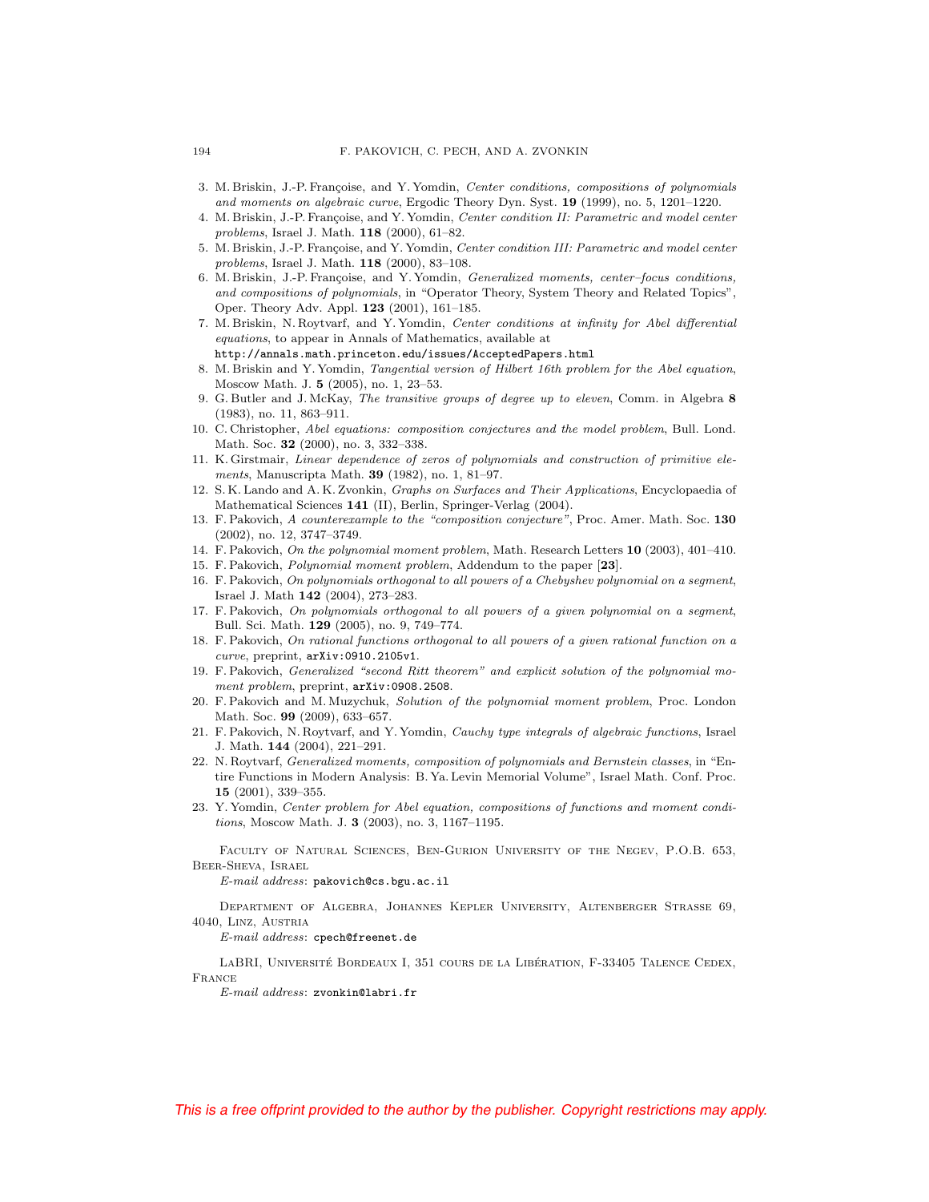3. M. Briskin, J.-P. Françoise, and Y. Yomdin, *Center conditions, compositions of polynomials and moments on algebraic curve*, Ergodic Theory Dyn. Syst. **19** (1999), no. 5, 1201–1220.
4. M. Briskin, J.-P. Françoise, and Y. Yomdin, *Center condition II: Parametric and model center problems*, Israel J. Math. **118** (2000), 61–82.
5. M. Briskin, J.-P. Françoise, and Y. Yomdin, *Center condition III: Parametric and model center problems*, Israel J. Math. **118** (2000), 83–108.
6. M. Briskin, J.-P. Françoise, and Y. Yomdin, *Generalized moments, center–focus conditions, and compositions of polynomials*, in "Operator Theory, System Theory and Related Topics", Oper. Theory Adv. Appl. **123** (2001), 161–185.
7. M. Briskin, N. Roytvarf, and Y. Yomdin, *Center conditions at infinity for Abel differential equations*, to appear in Annals of Mathematics, available at `http://annals.math.princeton.edu/issues/AcceptedPapers.html`
8. M. Briskin and Y. Yomdin, *Tangential version of Hilbert 16th problem for the Abel equation*, Moscow Math. J. **5** (2005), no. 1, 23–53.
9. G. Butler and J. McKay, *The transitive groups of degree up to eleven*, Comm. in Algebra **8** (1983), no. 11, 863–911.
10. C. Christopher, *Abel equations: composition conjectures and the model problem*, Bull. Lond. Math. Soc. **32** (2000), no. 3, 332–338.
11. K. Girstmair, *Linear dependence of zeros of polynomials and construction of primitive elements*, Manuscripta Math. **39** (1982), no. 1, 81–97.
12. S. K. Lando and A. K. Zvonkin, *Graphs on Surfaces and Their Applications*, Encyclopaedia of Mathematical Sciences **141** (II), Berlin, Springer-Verlag (2004).
13. F. Pakovich, *A counterexample to the "composition conjecture"*, Proc. Amer. Math. Soc. **130** (2002), no. 12, 3747–3749.
14. F. Pakovich, *On the polynomial moment problem*, Math. Research Letters **10** (2003), 401–410.
15. F. Pakovich, *Polynomial moment problem*, Addendum to the paper [**23**].
16. F. Pakovich, *On polynomials orthogonal to all powers of a Chebyshev polynomial on a segment*, Israel J. Math **142** (2004), 273–283.
17. F. Pakovich, *On polynomials orthogonal to all powers of a given polynomial on a segment*, Bull. Sci. Math. **129** (2005), no. 9, 749–774.
18. F. Pakovich, *On rational functions orthogonal to all powers of a given rational function on a curve*, preprint, `arXiv:0910.2105v1`.
19. F. Pakovich, *Generalized "second Ritt theorem" and explicit solution of the polynomial moment problem*, preprint, `arXiv:0908.2508`.
20. F. Pakovich and M. Muzychuk, *Solution of the polynomial moment problem*, Proc. London Math. Soc. **99** (2009), 633–657.
21. F. Pakovich, N. Roytvarf, and Y. Yomdin, *Cauchy type integrals of algebraic functions*, Israel J. Math. **144** (2004), 221–291.
22. N. Roytvarf, *Generalized moments, composition of polynomials and Bernstein classes*, in "Entire Functions in Modern Analysis: B. Ya. Levin Memorial Volume", Israel Math. Conf. Proc. **15** (2001), 339–355.
23. Y. Yomdin, *Center problem for Abel equation, compositions of functions and moment conditions*, Moscow Math. J. **3** (2003), no. 3, 1167–1195.

Faculty of Natural Sciences, Ben-Gurion University of the Negev, P.O.B. 653, Beer-Sheva, Israel

*E-mail address*: `pakovich@cs.bgu.ac.il`

Department of Algebra, Johannes Kepler University, Altenberger Strasse 69, 4040, Linz, Austria

*E-mail address*: `cpech@freenet.de`

LaBRI, Université Bordeaux I, 351 cours de la Libération, F-33405 Talence Cedex, France

*E-mail address*: `zvonkin@labri.fr`

This is a free offprint provided to the author by the publisher. Copyright restrictions may apply.